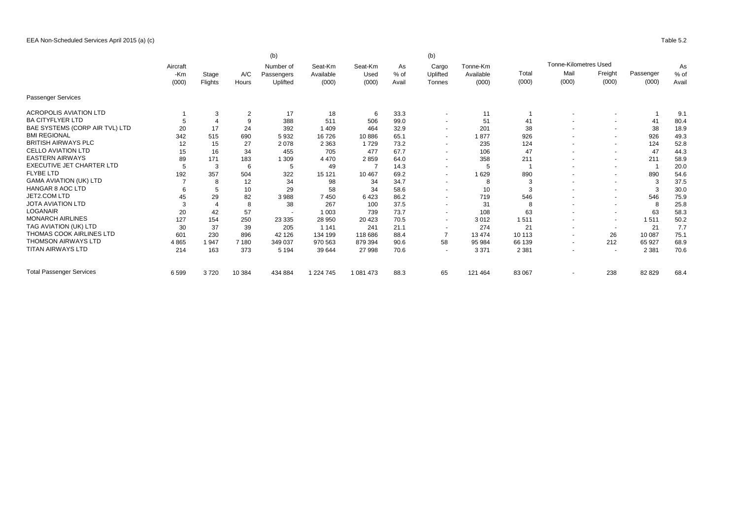EEA Non-Scheduled Services April 2015 (a) (c)

Table 5.2

| | Aircraft -Km (000) | Stage Flights | A/C Hours | (b) Number of Passengers Uplifted | Seat-Km Available (000) | Seat-Km Used (000) | As % of Avail | (b) Cargo Uplifted Tonnes | Tonne-Km Available (000) | Total (000) | Tonne-Kilometres Used Mail (000) | Freight (000) | Passenger (000) | As % of Avail |
|---|---|---|---|---|---|---|---|---|---|---|---|---|---|---|
| Passenger Services | | | | | | | | | | | | | | |
| ACROPOLIS AVIATION LTD | 1 | 3 | 2 | 17 | 18 | 6 | 33.3 | - | 11 | 1 | - | - | 1 | 9.1 |
| BA CITYFLYER LTD | 5 | 4 | 9 | 388 | 511 | 506 | 99.0 | - | 51 | 41 | - | - | 41 | 80.4 |
| BAE SYSTEMS (CORP AIR TVL) LTD | 20 | 17 | 24 | 392 | 1 409 | 464 | 32.9 | - | 201 | 38 | - | - | 38 | 18.9 |
| BMI REGIONAL | 342 | 515 | 690 | 5 932 | 16 726 | 10 886 | 65.1 | - | 1 877 | 926 | - | - | 926 | 49.3 |
| BRITISH AIRWAYS PLC | 12 | 15 | 27 | 2 078 | 2 363 | 1 729 | 73.2 | - | 235 | 124 | - | - | 124 | 52.8 |
| CELLO AVIATION LTD | 15 | 16 | 34 | 455 | 705 | 477 | 67.7 | - | 106 | 47 | - | - | 47 | 44.3 |
| EASTERN AIRWAYS | 89 | 171 | 183 | 1 309 | 4 470 | 2 859 | 64.0 | - | 358 | 211 | - | - | 211 | 58.9 |
| EXECUTIVE JET CHARTER LTD | 5 | 3 | 6 | 5 | 49 | 7 | 14.3 | - | 5 | 1 | - | - | 1 | 20.0 |
| FLYBE LTD | 192 | 357 | 504 | 322 | 15 121 | 10 467 | 69.2 | - | 1 629 | 890 | - | - | 890 | 54.6 |
| GAMA AVIATION (UK) LTD | 7 | 8 | 12 | 34 | 98 | 34 | 34.7 | - | 8 | 3 | - | - | 3 | 37.5 |
| HANGAR 8 AOC LTD | 6 | 5 | 10 | 29 | 58 | 34 | 58.6 | - | 10 | 3 | - | - | 3 | 30.0 |
| JET2.COM LTD | 45 | 29 | 82 | 3 988 | 7 450 | 6 423 | 86.2 | - | 719 | 546 | - | - | 546 | 75.9 |
| JOTA AVIATION LTD | 3 | 4 | 8 | 38 | 267 | 100 | 37.5 | - | 31 | 8 | - | - | 8 | 25.8 |
| LOGANAIR | 20 | 42 | 57 | - | 1 003 | 739 | 73.7 | - | 108 | 63 | - | - | 63 | 58.3 |
| MONARCH AIRLINES | 127 | 154 | 250 | 23 335 | 28 950 | 20 423 | 70.5 | - | 3 012 | 1 511 | - | - | 1 511 | 50.2 |
| TAG AVIATION (UK) LTD | 30 | 37 | 39 | 205 | 1 141 | 241 | 21.1 | - | 274 | 21 | - | - | 21 | 7.7 |
| THOMAS COOK AIRLINES LTD | 601 | 230 | 896 | 42 126 | 134 199 | 118 686 | 88.4 | 7 | 13 474 | 10 113 | - | 26 | 10 087 | 75.1 |
| THOMSON AIRWAYS LTD | 4 865 | 1 947 | 7 180 | 349 037 | 970 563 | 879 394 | 90.6 | 58 | 95 984 | 66 139 | - | 212 | 65 927 | 68.9 |
| TITAN AIRWAYS LTD | 214 | 163 | 373 | 5 194 | 39 644 | 27 998 | 70.6 | - | 3 371 | 2 381 | - | - | 2 381 | 70.6 |
| Total Passenger Services | 6 599 | 3 720 | 10 384 | 434 884 | 1 224 745 | 1 081 473 | 88.3 | 65 | 121 464 | 83 067 | - | 238 | 82 829 | 68.4 |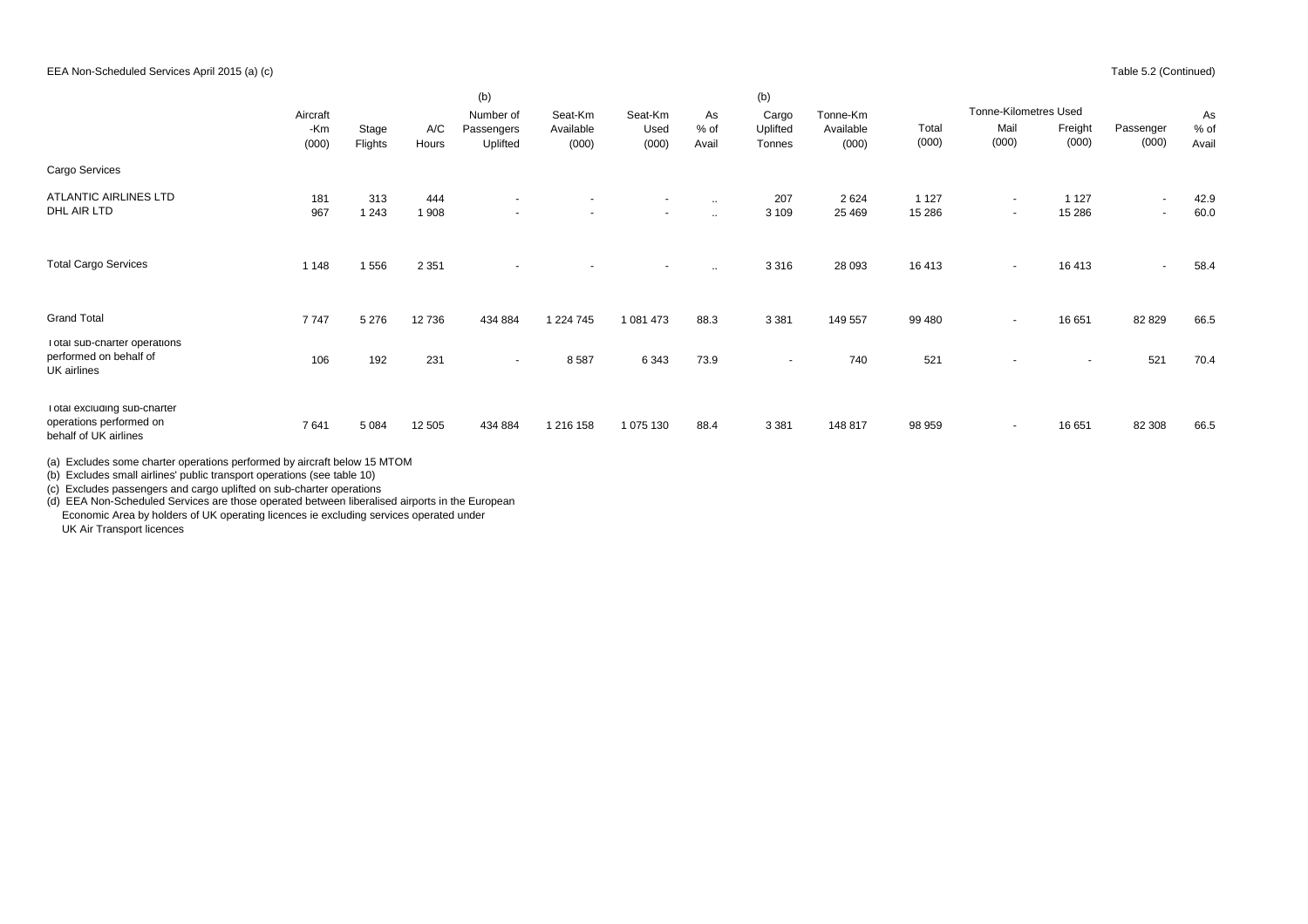EEA Non-Scheduled Services April 2015 (a) (c)

Table 5.2 (Continued)

| | Aircraft -Km (000) | Stage Flights | A/C Hours | (b) Number of Passengers Uplifted | Seat-Km Available (000) | Seat-Km Used (000) | As % of Avail | (b) Cargo Uplifted Tonnes | Tonne-Km Available (000) | Tonne-Kilometres Used Total (000) | Mail (000) | Freight (000) | Passenger (000) | As % of Avail |
|---|---|---|---|---|---|---|---|---|---|---|---|---|---|---|
| Cargo Services | | | | | | | | | | | | | | |
| ATLANTIC AIRLINES LTD | 181 | 313 | 444 | - | - | - | .. | 207 | 2 624 | 1 127 | - | 1 127 | - | 42.9 |
| DHL AIR LTD | 967 | 1 243 | 1 908 | - | - | - | .. | 3 109 | 25 469 | 15 286 | - | 15 286 | - | 60.0 |
| Total Cargo Services | 1 148 | 1 556 | 2 351 | - | - | - | .. | 3 316 | 28 093 | 16 413 | - | 16 413 | - | 58.4 |
| Grand Total | 7 747 | 5 276 | 12 736 | 434 884 | 1 224 745 | 1 081 473 | 88.3 | 3 381 | 149 557 | 99 480 | - | 16 651 | 82 829 | 66.5 |
| Total sub-charter operations performed on behalf of UK airlines | 106 | 192 | 231 | - | 8 587 | 6 343 | 73.9 | - | 740 | 521 | - | - | 521 | 70.4 |
| Total excluding sub-charter operations performed on behalf of UK airlines | 7 641 | 5 084 | 12 505 | 434 884 | 1 216 158 | 1 075 130 | 88.4 | 3 381 | 148 817 | 98 959 | - | 16 651 | 82 308 | 66.5 |

(a) Excludes some charter operations performed by aircraft below 15 MTOM
(b) Excludes small airlines' public transport operations (see table 10)
(c) Excludes passengers and cargo uplifted on sub-charter operations
(d) EEA Non-Scheduled Services are those operated between liberalised airports in the European Economic Area by holders of UK operating licences ie excluding services operated under UK Air Transport licences